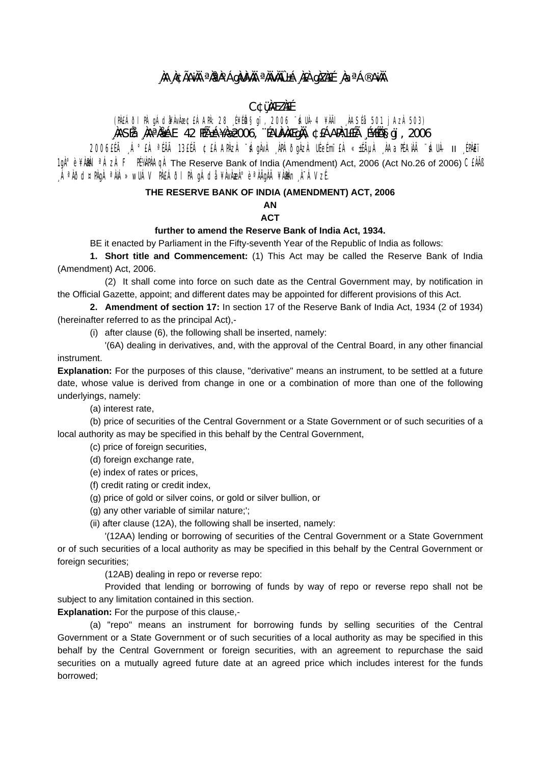¸ÀA¸À¢ÃAiÀÄ ªÀåªÀºÁgÀUÀ¼ÀÄ ªÀÄvÀÄÛ ±Á¸À£À gÀZÀ£É ¸ÀaªÁ®AiÀÄ

C¢ü¸ÀÆZÀ£É

(PÀ£ÁðlPÀ gÁdå¥ÀvÀæ¢£ÁAPÀ: 28 ¸É¥ÉÖA§gï, 2006 ¨sÁUÀ-4 ¥ÀÄl ¸ÀASÉå 501 jAzÀ 503)

¸ÀASÉå ¸ÀAªÀå±ÁE 42 PÉÃAzÁ¥Àæ 2006, ¨ÉAUÀ¼ÀÆgÀÄ, ¢£ÁAPÀ:1£ÉÃ ¸ÉFÖA§gï, 2006

2006£ÉÃ ¸Á°£À ªÉÄÃ 13£ÉÃ ¢£ÁAPÀzÀ ¨sÁgÀvÀ ¸ÀPÁðgÀzÀ UÉeÉmï£À «±ÉõÀ ¸ÀAaPÉAiÀÄ ¨sÁUÀ-II ¸ÉPÀë£ï 1gÀ°è ¥ÀæPÀlªÁzÀ F PÉ¼ÀPÀAqÀ The Reserve Bank of India (Amendment) Act, 2006 (Act No.26 of 2006) C£ÀÄß ¸ÁªÀðd¤PÀgÀ ªÀiÁ»wUÁV PÀ£ÁðlPÀ gÁdå¥ÀvÀæzÀ°è ªÀÄgÀÄ ¥ÀæPÀn¸À¯ÁVzÉ.

**THE RESERVE BANK OF INDIA (AMENDMENT) ACT, 2006**

**AN**

**ACT**

**further to amend the Reserve Bank of India Act, 1934.**

BE it enacted by Parliament in the Fifty-seventh Year of the Republic of India as follows:

**1. Short title and Commencement:** (1) This Act may be called the Reserve Bank of India (Amendment) Act, 2006.

(2) It shall come into force on such date as the Central Government may, by notification in the Official Gazette, appoint; and different dates may be appointed for different provisions of this Act.

**2. Amendment of section 17:** In section 17 of the Reserve Bank of India Act, 1934 (2 of 1934) (hereinafter referred to as the principal Act),-

(i) after clause (6), the following shall be inserted, namely:

'(6A) dealing in derivatives, and, with the approval of the Central Board, in any other financial instrument.

**Explanation:** For the purposes of this clause, "derivative" means an instrument, to be settled at a future date, whose value is derived from change in one or a combination of more than one of the following underlyings, namely:

(a) interest rate,

(b) price of securities of the Central Government or a State Government or of such securities of a local authority as may be specified in this behalf by the Central Government,

(c) price of foreign securities,

(d) foreign exchange rate,

(e) index of rates or prices,

(f) credit rating or credit index,

(g) price of gold or silver coins, or gold or silver bullion, or

(g) any other variable of similar nature;';

(ii) after clause (12A), the following shall be inserted, namely:

'(12AA) lending or borrowing of securities of the Central Government or a State Government or of such securities of a local authority as may be specified in this behalf by the Central Government or foreign securities;

(12AB) dealing in repo or reverse repo:

Provided that lending or borrowing of funds by way of repo or reverse repo shall not be subject to any limitation contained in this section.

**Explanation:** For the purpose of this clause,-

(a) "repo" means an instrument for borrowing funds by selling securities of the Central Government or a State Government or of such securities of a local authority as may be specified in this behalf by the Central Government or foreign securities, with an agreement to repurchase the said securities on a mutually agreed future date at an agreed price which includes interest for the funds borrowed;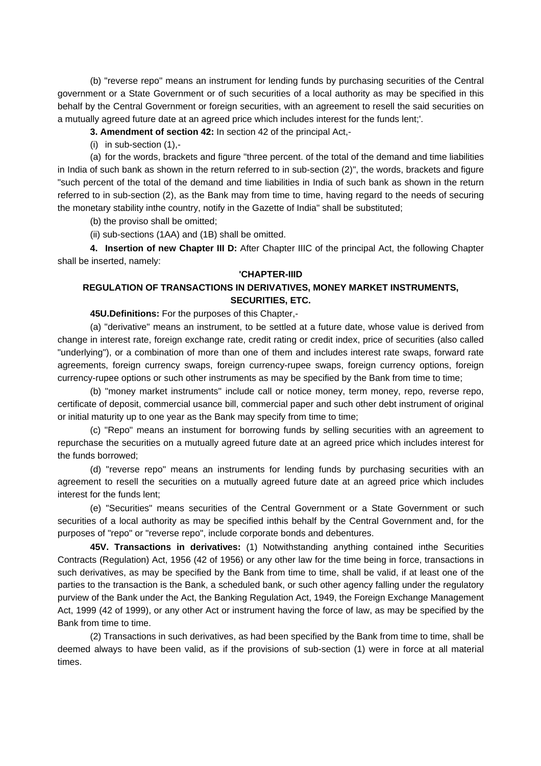(b) "reverse repo" means an instrument for lending funds by purchasing securities of the Central government or a State Government or of such securities of a local authority as may be specified in this behalf by the Central Government or foreign securities, with an agreement to resell the said securities on a mutually agreed future date at an agreed price which includes interest for the funds lent;'.

**3. Amendment of section 42:** In section 42 of the principal Act,-

(i) in sub-section (1),-

(a) for the words, brackets and figure "three percent. of the total of the demand and time liabilities in India of such bank as shown in the return referred to in sub-section (2)", the words, brackets and figure "such percent of the total of the demand and time liabilities in India of such bank as shown in the return referred to in sub-section (2), as the Bank may from time to time, having regard to the needs of securing the monetary stability inthe country, notify in the Gazette of India" shall be substituted;

(b) the proviso shall be omitted;

(ii) sub-sections (1AA) and (1B) shall be omitted.

**4. Insertion of new Chapter III D:** After Chapter IIIC of the principal Act, the following Chapter shall be inserted, namely:

**'CHAPTER-IIID**

**REGULATION OF TRANSACTIONS IN DERIVATIVES, MONEY MARKET INSTRUMENTS, SECURITIES, ETC.**

**45U.Definitions:** For the purposes of this Chapter,-

(a) "derivative" means an instrument, to be settled at a future date, whose value is derived from change in interest rate, foreign exchange rate, credit rating or credit index, price of securities (also called "underlying"), or a combination of more than one of them and includes interest rate swaps, forward rate agreements, foreign currency swaps, foreign currency-rupee swaps, foreign currency options, foreign currency-rupee options or such other instruments as may be specified by the Bank from time to time;

(b) "money market instruments" include call or notice money, term money, repo, reverse repo, certificate of deposit, commercial usance bill, commercial paper and such other debt instrument of original or initial maturity up to one year as the Bank may specify from time to time;

(c) "Repo" means an instument for borrowing funds by selling securities with an agreement to repurchase the securities on a mutually agreed future date at an agreed price which includes interest for the funds borrowed;

(d) "reverse repo" means an instruments for lending funds by purchasing securities with an agreement to resell the securities on a mutually agreed future date at an agreed price which includes interest for the funds lent;

(e) "Securities" means securities of the Central Government or a State Government or such securities of a local authority as may be specified inthis behalf by the Central Government and, for the purposes of "repo" or "reverse repo", include corporate bonds and debentures.

**45V. Transactions in derivatives:** (1) Notwithstanding anything contained inthe Securities Contracts (Regulation) Act, 1956 (42 of 1956) or any other law for the time being in force, transactions in such derivatives, as may be specified by the Bank from time to time, shall be valid, if at least one of the parties to the transaction is the Bank, a scheduled bank, or such other agency falling under the regulatory purview of the Bank under the Act, the Banking Regulation Act, 1949, the Foreign Exchange Management Act, 1999 (42 of 1999), or any other Act or instrument having the force of law, as may be specified by the Bank from time to time.

(2) Transactions in such derivatives, as had been specified by the Bank from time to time, shall be deemed always to have been valid, as if the provisions of sub-section (1) were in force at all material times.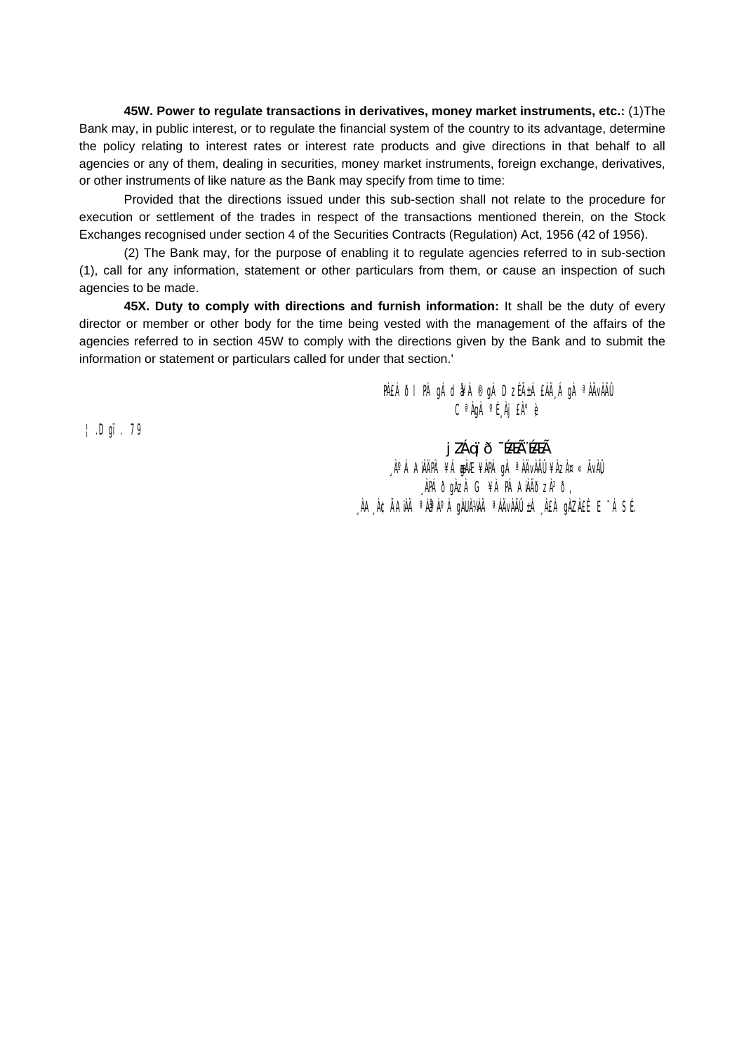**45W. Power to regulate transactions in derivatives, money market instruments, etc.:** (1)The Bank may, in public interest, or to regulate the financial system of the country to its advantage, determine the policy relating to interest rates or interest rate products and give directions in that behalf to all agencies or any of them, dealing in securities, money market instruments, foreign exchange, derivatives, or other instruments of like nature as the Bank may specify from time to time:

Provided that the directions issued under this sub-section shall not relate to the procedure for execution or settlement of the trades in respect of the transactions mentioned therein, on the Stock Exchanges recognised under section 4 of the Securities Contracts (Regulation) Act, 1956 (42 of 1956).

(2) The Bank may, for the purpose of enabling it to regulate agencies referred to in sub-section (1), call for any information, statement or other particulars from them, or cause an inspection of such agencies to be made.

**45X. Duty to comply with directions and furnish information:** It shall be the duty of every director or member or other body for the time being vested with the management of the affairs of the agencies referred to in section 45W to comply with the directions given by the Bank and to submit the information or statement or particulars called for under that section.'

PÀ£ÁðlPÀ gÁdå¥ÀvÀæzÀ DzÉÃ±Á£ÀÄ¸ÁgÀ ªÀÄvÀÄÛ
C ªÀgÀ ºÉ¸Àj£À°è

¦.Dgï. 79

jZÁqïð ¯ÉÆÃ¨ÉÆÃ
¸ÀºÁAiÀÄPÀ ¥Á¤zÉÃ±ÀPÀgÀÄ ªÀÄvÀÄÛ ¥ÀzÀ¤«ÄvÀÛ
¸ÀPÁðgÀzÀ G¥À PÁAiÀÄðzÀ²ð,
¸ÀA¸À¢ÃAiÀÄ ªÀåªÀºÁgÀUÀ¼ÀÄ ªÀÄvÀÄÛ±Á¸À£À gÀZÀ£É E¯ÁSÉ.